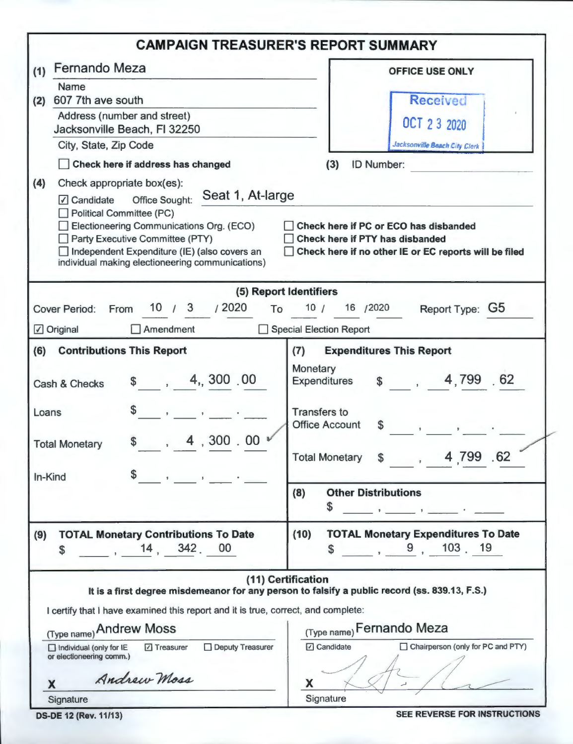# CAMPAIGN TREASURER'S REPORT SUMMARY

**(1)** Fernando Meza
Name

**(2)** 607 7th ave south
Address (number and street)
Jacksonville Beach, Fl 32250
City, State, Zip Code

☐ **Check here if address has changed**

**OFFICE USE ONLY**

Received
OCT 23 2020
Jacksonville Beach City Clerk

**(3)** ID Number:

**(4)** Check appropriate box(es):

☑ Candidate Office Sought: Seat 1, At-large
☐ Political Committee (PC)
☐ Electioneering Communications Org. (ECO)
☐ Party Executive Committee (PTY)
☐ Independent Expenditure (IE) (also covers an individual making electioneering communications)

☐ **Check here if PC or ECO has disbanded**
☐ **Check here if PTY has disbanded**
☐ **Check here if no other IE or EC reports will be filed**

## (5) Report Identifiers

Cover Period: From 10 / 3 / 2020 To 10 / 16 / 2020 Report Type: G5

☑ Original ☐ Amendment ☐ Special Election Report

| **(6) Contributions This Report** | | **(7) Expenditures This Report** | |
|---|---|---|---|
| Cash & Checks | $ 4,, 300 . 00 | Monetary Expenditures | $ 4,799 . 62 |
| Loans | $ | Transfers to Office Account | $ |
| Total Monetary | $ 4 , 300 . 00 | Total Monetary | $ 4,799 .62 |
| In-Kind | $ | **(8) Other Distributions** | $ |

| **(9) TOTAL Monetary Contributions To Date** | **(10) TOTAL Monetary Expenditures To Date** |
|---|---|
| $ 14 , 342 . 00 | $ 9 , 103 . 19 |

## (11) Certification

**It is a first degree misdemeanor for any person to falsify a public record (ss. 839.13, F.S.)**

I certify that I have examined this report and it is true, correct, and complete:

(Type name) Andrew Moss
☐ Individual (only for IE or electioneering comm.) ☑ Treasurer ☐ Deputy Treasurer

X *Andrew Moss*
Signature

(Type name) Fernando Meza
☑ Candidate ☐ Chairperson (only for PC and PTY)

X [signature]
Signature

**DS-DE 12 (Rev. 11/13)**

**SEE REVERSE FOR INSTRUCTIONS**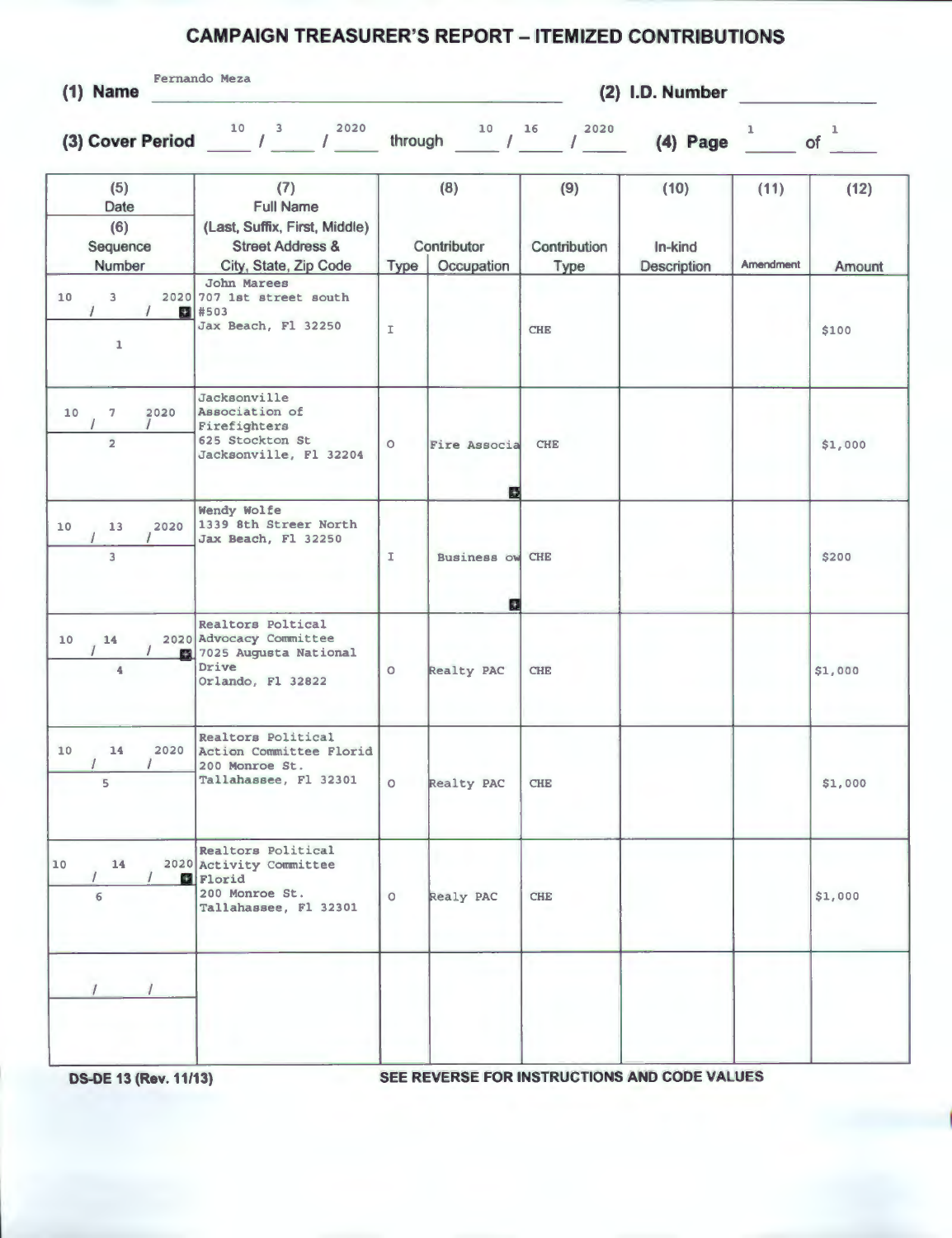# CAMPAIGN TREASURER'S REPORT – ITEMIZED CONTRIBUTIONS

**(1) Name** Fernando Meza **(2) I.D. Number**

**(3) Cover Period** 10 / 3 / 2020 through 10 / 16 / 2020 **(4) Page** 1 of 1

| (5) Date / (6) Sequence Number | (7) Full Name (Last, Suffix, First, Middle) Street Address & City, State, Zip Code | (8) Contributor Type | (8) Contributor Occupation | (9) Contribution Type | (10) In-kind Description | (11) Amendment | (12) Amount |
|---|---|---|---|---|---|---|---|
| 10 / 3 / 2020<br>1 | John Marees<br>707 1st street south #503<br>Jax Beach, Fl 32250 | I | | CHE | | | $100 |
| 10 / 7 / 2020<br>2 | Jacksonville Association of Firefighters<br>625 Stockton St<br>Jacksonville, Fl 32204 | O | Fire Associa | CHE | | | $1,000 |
| 10 / 13 / 2020<br>3 | Wendy Wolfe<br>1339 8th Streer North<br>Jax Beach, Fl 32250 | I | Business ow | CHE | | | $200 |
| 10 / 14 / 2020<br>4 | Realtors Poltical Advocacy Committee<br>7025 Augusta National Drive<br>Orlando, Fl 32822 | O | Realty PAC | CHE | | | $1,000 |
| 10 / 14 / 2020<br>5 | Realtors Political Action Committee Florid<br>200 Monroe St.<br>Tallahassee, Fl 32301 | O | Realty PAC | CHE | | | $1,000 |
| 10 / 14 / 2020<br>6 | Realtors Political Activity Committee Florid<br>200 Monroe St.<br>Tallahassee, Fl 32301 | O | Realy PAC | CHE | | | $1,000 |
| / / | | | | | | | |

DS-DE 13 (Rev. 11/13) SEE REVERSE FOR INSTRUCTIONS AND CODE VALUES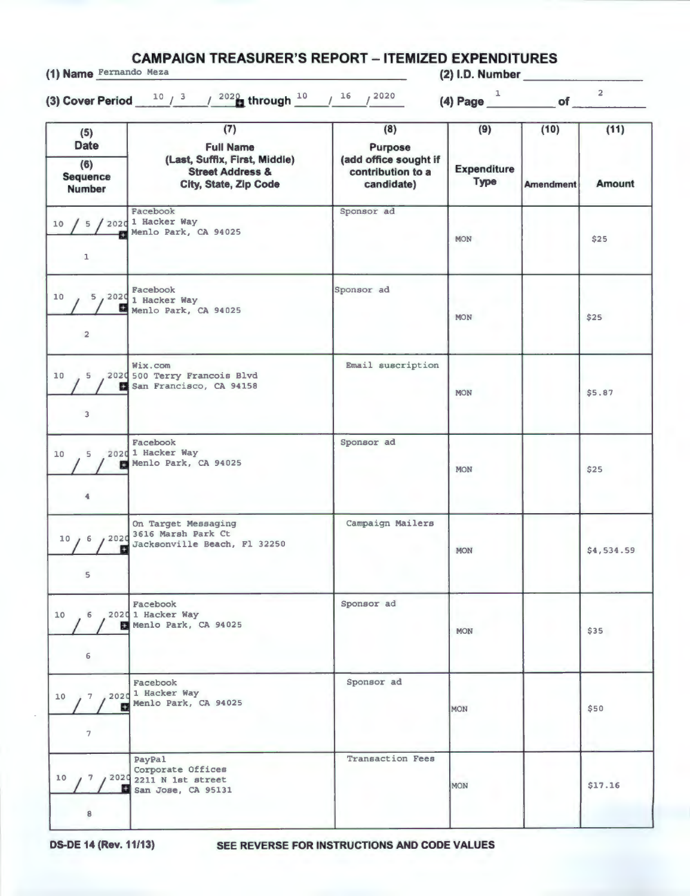# CAMPAIGN TREASURER'S REPORT – ITEMIZED EXPENDITURES

**(1) Name** Fernando Meza **(2) I.D. Number**

**(3) Cover Period** 10 / 3 / 2020 **through** 10 / 16 / 2020 **(4) Page** 1 **of** 2

| (5) Date / (6) Sequence Number | (7) Full Name (Last, Suffix, First, Middle) Street Address & City, State, Zip Code | (8) Purpose (add office sought if contribution to a candidate) | (9) Expenditure Type | (10) Amendment | (11) Amount |
|---|---|---|---|---|---|
| 10 / 5 / 2020<br>1 | Facebook<br>1 Hacker Way<br>Menlo Park, CA 94025 | Sponsor ad | MON | | $25 |
| 10 / 5 / 2020<br>2 | Facebook<br>1 Hacker Way<br>Menlo Park, CA 94025 | Sponsor ad | MON | | $25 |
| 10 / 5 / 2020<br>3 | Wix.com<br>500 Terry Francois Blvd<br>San Francisco, CA 94158 | Email suscription | MON | | $5.87 |
| 10 / 5 / 2020<br>4 | Facebook<br>1 Hacker Way<br>Menlo Park, CA 94025 | Sponsor ad | MON | | $25 |
| 10 / 6 / 2020<br>5 | On Target Messaging<br>3616 Marsh Park Ct<br>Jacksonville Beach, Fl 32250 | Campaign Mailers | MON | | $4,534.59 |
| 10 / 6 / 2020<br>6 | Facebook<br>1 Hacker Way<br>Menlo Park, CA 94025 | Sponsor ad | MON | | $35 |
| 10 / 7 / 2020<br>7 | Facebook<br>1 Hacker Way<br>Menlo Park, CA 94025 | Sponsor ad | MON | | $50 |
| 10 / 7 / 2020<br>8 | PayPal<br>Corporate Offices<br>2211 N 1st street<br>San Jose, CA 95131 | Transaction Fees | MON | | $17.16 |

**DS-DE 14 (Rev. 11/13)** **SEE REVERSE FOR INSTRUCTIONS AND CODE VALUES**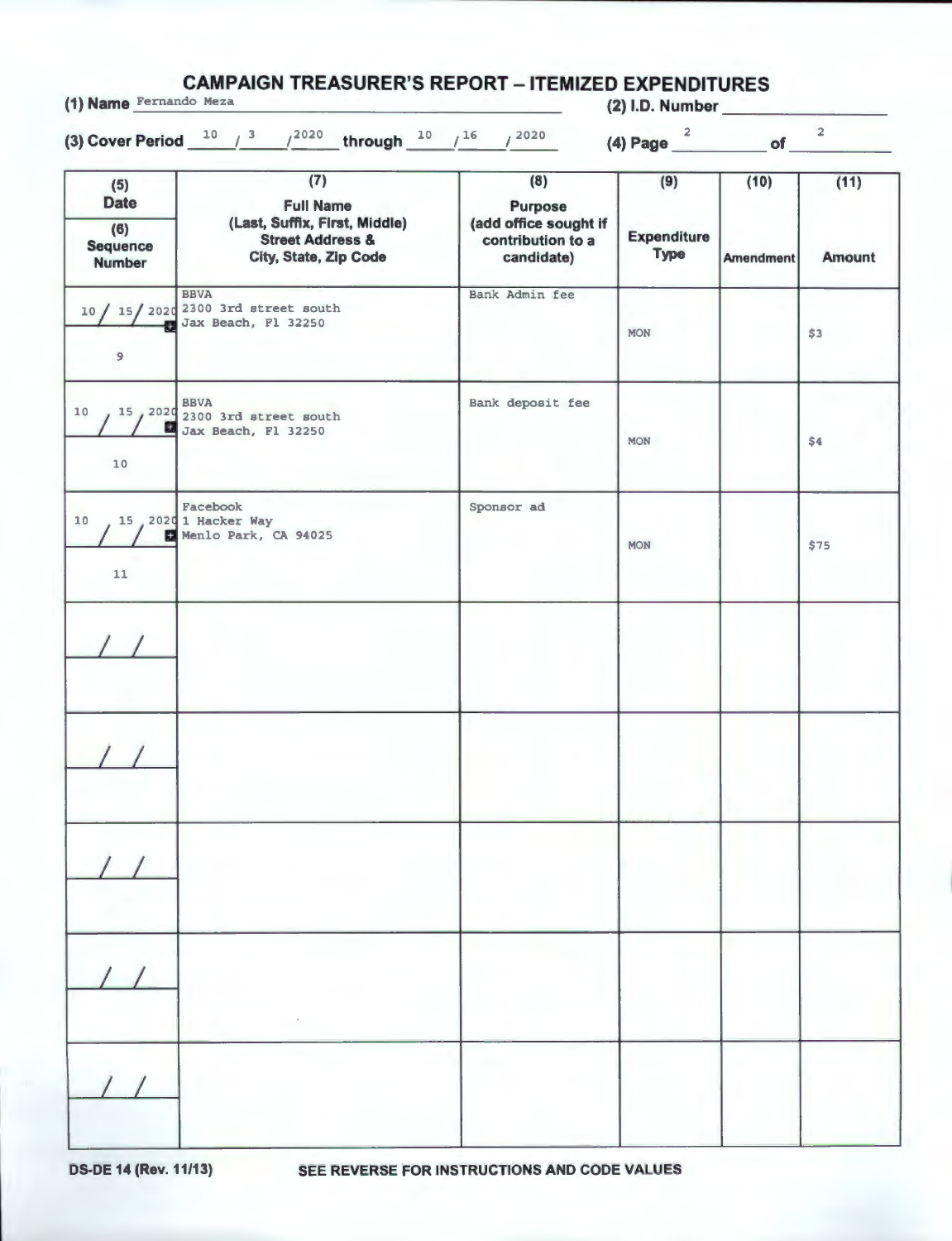# CAMPAIGN TREASURER'S REPORT – ITEMIZED EXPENDITURES

**(1) Name** Fernando Meza **(2) I.D. Number**

**(3) Cover Period** 10 / 3 / 2020 **through** 10 / 16 / 2020 **(4) Page** 2 **of** 2

| (5) Date / (6) Sequence Number | (7) Full Name (Last, Suffix, First, Middle) Street Address & City, State, Zip Code | (8) Purpose (add office sought if contribution to a candidate) | (9) Expenditure Type | (10) Amendment | (11) Amount |
|---|---|---|---|---|---|
| 10/15/2020 / 9 | BBVA 2300 3rd street south Jax Beach, Fl 32250 | Bank Admin fee | MON | | $3 |
| 10/15/2020 / 10 | BBVA 2300 3rd street south Jax Beach, Fl 32250 | Bank deposit fee | MON | | $4 |
| 10/15/2020 / 11 | Facebook 1 Hacker Way Menlo Park, CA 94025 | Sponsor ad | MON | | $75 |
| / / | | | | | |
| / / | | | | | |
| / / | | | | | |
| / / | | | | | |
| / / | | | | | |

DS-DE 14 (Rev. 11/13) SEE REVERSE FOR INSTRUCTIONS AND CODE VALUES